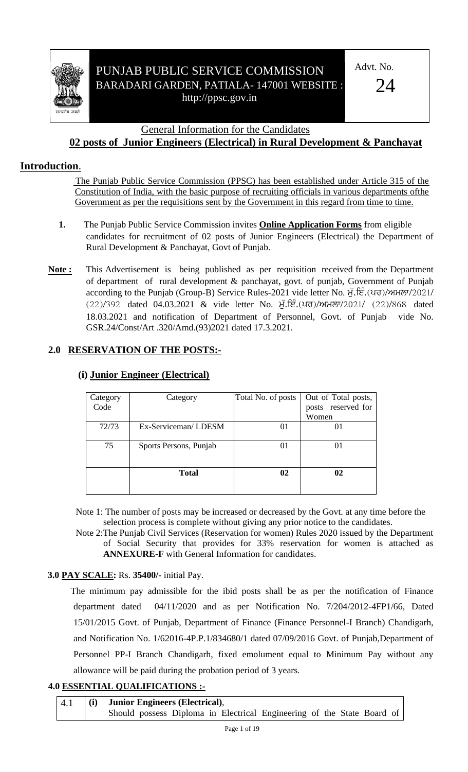# PUNJAB PUBLIC SERVICE COMMISSION

BARADARI GARDEN, PATIALA- 147001 WEBSITE : http://ppsc.gov.in

Advt. No. 24

## General Information for the Candidates

## 02 posts of Junior Engineers (Electrical) in Rural Development & Panchayat

## Introduction.

The Punjab Public Service Commission (PPSC) has been established under Article 315 of the Constitution of India, with the basic purpose of recruiting officials in various departments ofthe Government as per the requisitions sent by the Government in this regard from time to time.

1. The Punjab Public Service Commission invites **Online Application Forms** from eligible candidates for recruitment of 02 posts of Junior Engineers (Electrical) the Department of Rural Development & Panchayat, Govt of Punjab.

**Note :** This Advertisement is being published as per requisition received from the Department of department of rural development & panchayat, govt. of punjab, Government of Punjab according to the Punjab (Group-B) Service Rules-2021 vide letter No. ਮੁੱ.ਇੰ.(ਪਰ)/ਅਮਲਾ/2021/(22)/392 dated 04.03.2021 & vide letter No. ਮੁੱ.ਇੰ.(ਪਰ)/ਅਮਲਾ/2021/ (22)/868 dated 18.03.2021 and notification of Department of Personnel, Govt. of Punjab vide No. GSR.24/Const/Art .320/Amd.(93)2021 dated 17.3.2021.

## 2.0 RESERVATION OF THE POSTS:-

### (i) Junior Engineer (Electrical)

| Category Code | Category | Total No. of posts | Out of Total posts, posts reserved for Women |
|---|---|---|---|
| 72/73 | Ex-Serviceman/ LDESM | 01 | 01 |
| 75 | Sports Persons, Punjab | 01 | 01 |
| | **Total** | **02** | **02** |

Note 1: The number of posts may be increased or decreased by the Govt. at any time before the selection process is complete without giving any prior notice to the candidates.

Note 2:The Punjab Civil Services (Reservation for women) Rules 2020 issued by the Department of Social Security that provides for 33% reservation for women is attached as **ANNEXURE-F** with General Information for candidates.

## 3.0 PAY SCALE: Rs. 35400/- initial Pay.

The minimum pay admissible for the ibid posts shall be as per the notification of Finance department dated 04/11/2020 and as per Notification No. 7/204/2012-4FP1/66, Dated 15/01/2015 Govt. of Punjab, Department of Finance (Finance Personnel-I Branch) Chandigarh, and Notification No. 1/62016-4P.P.1/834680/1 dated 07/09/2016 Govt. of Punjab,Department of Personnel PP-I Branch Chandigarh, fixed emolument equal to Minimum Pay without any allowance will be paid during the probation period of 3 years.

## 4.0 ESSENTIAL QUALIFICATIONS :-

| 4.1 | (i) | **Junior Engineers (Electrical)**, Should possess Diploma in Electrical Engineering of the State Board of |
|---|---|---|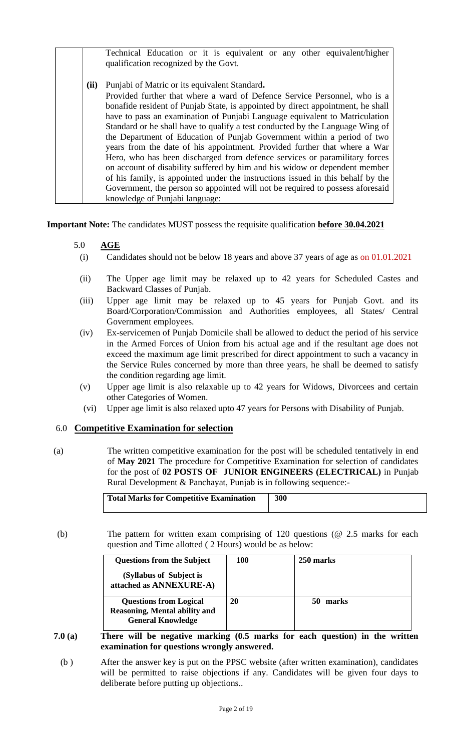| | |
|---|---|
| | Technical Education or it is equivalent or any other equivalent/higher qualification recognized by the Govt. |
| **(ii)** | Punjabi of Matric or its equivalent Standard**.** Provided further that where a ward of Defence Service Personnel, who is a bonafide resident of Punjab State, is appointed by direct appointment, he shall have to pass an examination of Punjabi Language equivalent to Matriculation Standard or he shall have to qualify a test conducted by the Language Wing of the Department of Education of Punjab Government within a period of two years from the date of his appointment. Provided further that where a War Hero, who has been discharged from defence services or paramilitary forces on account of disability suffered by him and his widow or dependent member of his family, is appointed under the instructions issued in this behalf by the Government, the person so appointed will not be required to possess aforesaid knowledge of Punjabi language: |

**Important Note:** The candidates MUST possess the requisite qualification **before 30.04.2021**

## 5.0 AGE

(i) Candidates should not be below 18 years and above 37 years of age as on 01.01.2021

(ii) The Upper age limit may be relaxed up to 42 years for Scheduled Castes and Backward Classes of Punjab.

(iii) Upper age limit may be relaxed up to 45 years for Punjab Govt. and its Board/Corporation/Commission and Authorities employees, all States/ Central Government employees.

(iv) Ex-servicemen of Punjab Domicile shall be allowed to deduct the period of his service in the Armed Forces of Union from his actual age and if the resultant age does not exceed the maximum age limit prescribed for direct appointment to such a vacancy in the Service Rules concerned by more than three years, he shall be deemed to satisfy the condition regarding age limit.

(v) Upper age limit is also relaxable up to 42 years for Widows, Divorcees and certain other Categories of Women.

(vi) Upper age limit is also relaxed upto 47 years for Persons with Disability of Punjab.

## 6.0 Competitive Examination for selection

(a) The written competitive examination for the post will be scheduled tentatively in end of **May 2021** The procedure for Competitive Examination for selection of candidates for the post of **02 POSTS OF JUNIOR ENGINEERS (ELECTRICAL)** in Punjab Rural Development & Panchayat, Punjab is in following sequence:-

| **Total Marks for Competitive Examination** | **300** |
|---|---|

(b) The pattern for written exam comprising of 120 questions (@ 2.5 marks for each question and Time allotted ( 2 Hours) would be as below:

| **Questions from the Subject (Syllabus of Subject is attached as ANNEXURE-A)** | **100** | **250 marks** |
|---|---|---|
| **Questions from Logical Reasoning, Mental ability and General Knowledge** | **20** | **50 marks** |

**7.0 (a)** **There will be negative marking (0.5 marks for each question) in the written examination for questions wrongly answered.**

(b) After the answer key is put on the PPSC website (after written examination), candidates will be permitted to raise objections if any. Candidates will be given four days to deliberate before putting up objections..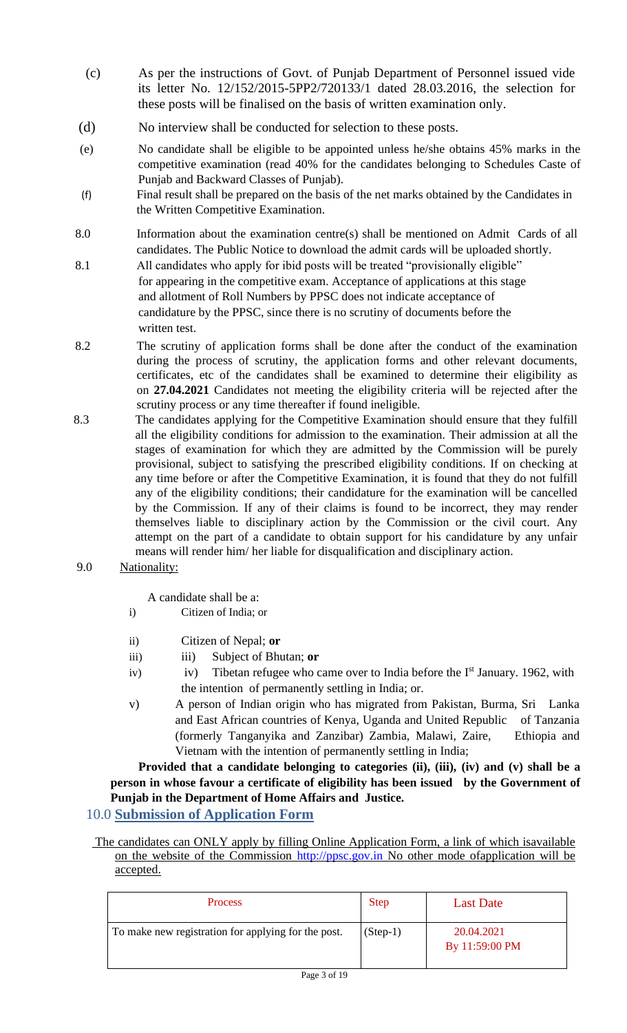(c) As per the instructions of Govt. of Punjab Department of Personnel issued vide its letter No. 12/152/2015-5PP2/720133/1 dated 28.03.2016, the selection for these posts will be finalised on the basis of written examination only.

(d) No interview shall be conducted for selection to these posts.

(e) No candidate shall be eligible to be appointed unless he/she obtains 45% marks in the competitive examination (read 40% for the candidates belonging to Schedules Caste of Punjab and Backward Classes of Punjab).

(f) Final result shall be prepared on the basis of the net marks obtained by the Candidates in the Written Competitive Examination.

8.0 Information about the examination centre(s) shall be mentioned on Admit Cards of all candidates. The Public Notice to download the admit cards will be uploaded shortly.

8.1 All candidates who apply for ibid posts will be treated "provisionally eligible" for appearing in the competitive exam. Acceptance of applications at this stage and allotment of Roll Numbers by PPSC does not indicate acceptance of candidature by the PPSC, since there is no scrutiny of documents before the written test.

8.2 The scrutiny of application forms shall be done after the conduct of the examination during the process of scrutiny, the application forms and other relevant documents, certificates, etc of the candidates shall be examined to determine their eligibility as on **27.04.2021** Candidates not meeting the eligibility criteria will be rejected after the scrutiny process or any time thereafter if found ineligible.

8.3 The candidates applying for the Competitive Examination should ensure that they fulfill all the eligibility conditions for admission to the examination. Their admission at all the stages of examination for which they are admitted by the Commission will be purely provisional, subject to satisfying the prescribed eligibility conditions. If on checking at any time before or after the Competitive Examination, it is found that they do not fulfill any of the eligibility conditions; their candidature for the examination will be cancelled by the Commission. If any of their claims is found to be incorrect, they may render themselves liable to disciplinary action by the Commission or the civil court. Any attempt on the part of a candidate to obtain support for his candidature by any unfair means will render him/ her liable for disqualification and disciplinary action.

9.0 Nationality:

A candidate shall be a:

i) Citizen of India; or

ii) Citizen of Nepal; **or**

iii) Subject of Bhutan; **or**

iv) Tibetan refugee who came over to India before the Ist January. 1962, with the intention of permanently settling in India; or.

v) A person of Indian origin who has migrated from Pakistan, Burma, Sri Lanka and East African countries of Kenya, Uganda and United Republic of Tanzania (formerly Tanganyika and Zanzibar) Zambia, Malawi, Zaire, Ethiopia and Vietnam with the intention of permanently settling in India;

**Provided that a candidate belonging to categories (ii), (iii), (iv) and (v) shall be a person in whose favour a certificate of eligibility has been issued by the Government of Punjab in the Department of Home Affairs and Justice.**

## 10.0 Submission of Application Form

The candidates can ONLY apply by filling Online Application Form, a link of which isavailable on the website of the Commission http://ppsc.gov.in No other mode ofapplication will be accepted.

| Process | Step | Last Date |
|---|---|---|
| To make new registration for applying for the post. | (Step-1) | 20.04.2021 By 11:59:00 PM |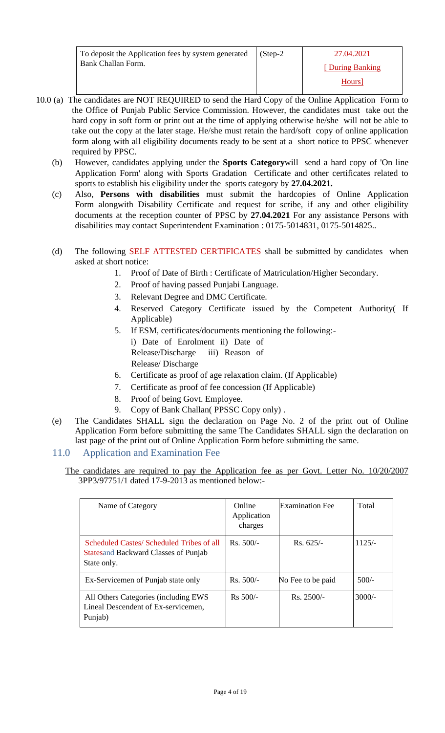| To deposit the Application fees by system generated Bank Challan Form. | (Step-2 | 27.04.2021 [ During Banking Hours] |
|---|---|---|

10.0 (a) The candidates are NOT REQUIRED to send the Hard Copy of the Online Application Form to the Office of Punjab Public Service Commission. However, the candidates must take out the hard copy in soft form or print out at the time of applying otherwise he/she will not be able to take out the copy at the later stage. He/she must retain the hard/soft copy of online application form along with all eligibility documents ready to be sent at a short notice to PPSC whenever required by PPSC.

(b) However, candidates applying under the **Sports Category**will send a hard copy of 'On line Application Form' along with Sports Gradation Certificate and other certificates related to sports to establish his eligibility under the sports category by **27.04.2021.**

(c) Also, **Persons with disabilities** must submit the hardcopies of Online Application Form alongwith Disability Certificate and request for scribe, if any and other eligibility documents at the reception counter of PPSC by **27.04.2021** For any assistance Persons with disabilities may contact Superintendent Examination : 0175-5014831, 0175-5014825..

(d) The following SELF ATTESTED CERTIFICATES shall be submitted by candidates when asked at short notice:

1. Proof of Date of Birth : Certificate of Matriculation/Higher Secondary.
2. Proof of having passed Punjabi Language.
3. Relevant Degree and DMC Certificate.
4. Reserved Category Certificate issued by the Competent Authority( If Applicable)
5. If ESM, certificates/documents mentioning the following:-
   i) Date of Enrolment ii) Date of Release/Discharge iii) Reason of Release/ Discharge
6. Certificate as proof of age relaxation claim. (If Applicable)
7. Certificate as proof of fee concession (If Applicable)
8. Proof of being Govt. Employee.
9. Copy of Bank Challan( PPSSC Copy only) .

(e) The Candidates SHALL sign the declaration on Page No. 2 of the print out of Online Application Form before submitting the same The Candidates SHALL sign the declaration on last page of the print out of Online Application Form before submitting the same.

## 11.0 Application and Examination Fee

The candidates are required to pay the Application fee as per Govt. Letter No. 10/20/2007 3PP3/97751/1 dated 17-9-2013 as mentioned below:-

| Name of Category | Online Application charges | Examination Fee | Total |
|---|---|---|---|
| Scheduled Castes/ Scheduled Tribes of all Statesand Backward Classes of Punjab State only. | Rs. 500/- | Rs. 625/- | 1125/- |
| Ex-Servicemen of Punjab state only | Rs. 500/- | No Fee to be paid | 500/- |
| All Others Categories (including EWS Lineal Descendent of Ex-servicemen, Punjab) | Rs 500/- | Rs. 2500/- | 3000/- |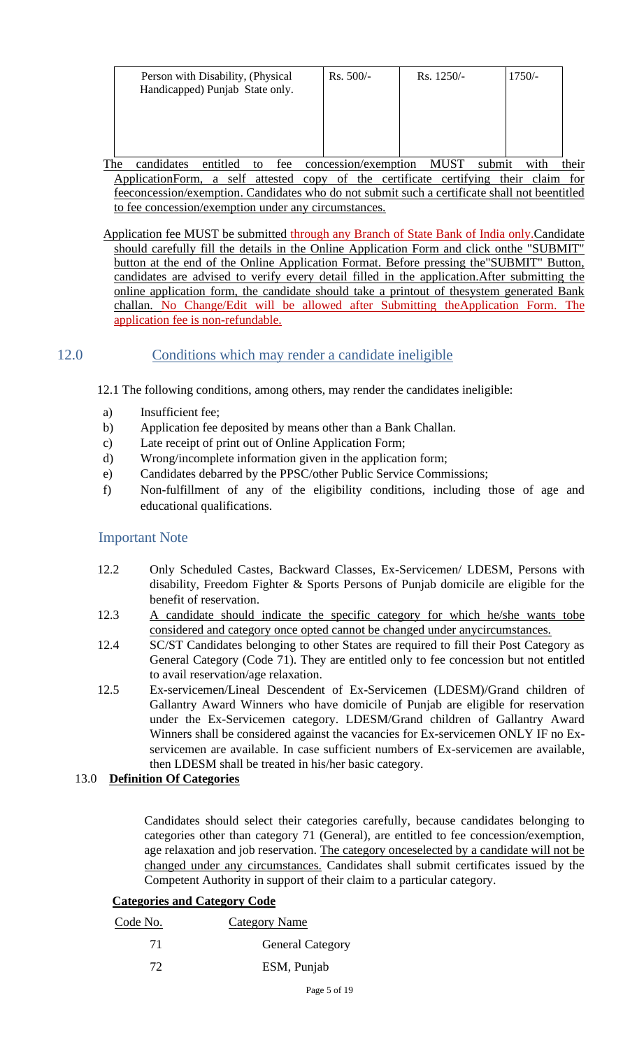| Person with Disability, (Physical Handicapped) Punjab State only. | Rs. 500/- | Rs. 1250/- | 1750/- |
|---|---|---|---|

The candidates entitled to fee concession/exemption MUST submit with their ApplicationForm, a self attested copy of the certificate certifying their claim for feeconcession/exemption. Candidates who do not submit such a certificate shall not beentitled to fee concession/exemption under any circumstances.

Application fee MUST be submitted through any Branch of State Bank of India only.Candidate should carefully fill the details in the Online Application Form and click onthe "SUBMIT" button at the end of the Online Application Format. Before pressing the"SUBMIT" Button, candidates are advised to verify every detail filled in the application.After submitting the online application form, the candidate should take a printout of thesystem generated Bank challan. No Change/Edit will be allowed after Submitting theApplication Form. The application fee is non-refundable.

## 12.0 Conditions which may render a candidate ineligible

12.1 The following conditions, among others, may render the candidates ineligible:

a) Insufficient fee;
b) Application fee deposited by means other than a Bank Challan.
c) Late receipt of print out of Online Application Form;
d) Wrong/incomplete information given in the application form;
e) Candidates debarred by the PPSC/other Public Service Commissions;
f) Non-fulfillment of any of the eligibility conditions, including those of age and educational qualifications.

### Important Note

12.2 Only Scheduled Castes, Backward Classes, Ex-Servicemen/ LDESM, Persons with disability, Freedom Fighter & Sports Persons of Punjab domicile are eligible for the benefit of reservation.

12.3 A candidate should indicate the specific category for which he/she wants tobe considered and category once opted cannot be changed under anycircumstances.

12.4 SC/ST Candidates belonging to other States are required to fill their Post Category as General Category (Code 71). They are entitled only to fee concession but not entitled to avail reservation/age relaxation.

12.5 Ex-servicemen/Lineal Descendent of Ex-Servicemen (LDESM)/Grand children of Gallantry Award Winners who have domicile of Punjab are eligible for reservation under the Ex-Servicemen category. LDESM/Grand children of Gallantry Award Winners shall be considered against the vacancies for Ex-servicemen ONLY IF no Ex-servicemen are available. In case sufficient numbers of Ex-servicemen are available, then LDESM shall be treated in his/her basic category.

## 13.0 **Definition Of Categories**

Candidates should select their categories carefully, because candidates belonging to categories other than category 71 (General), are entitled to fee concession/exemption, age relaxation and job reservation. The category onceselected by a candidate will not be changed under any circumstances. Candidates shall submit certificates issued by the Competent Authority in support of their claim to a particular category.

**Categories and Category Code**

| Code No. | Category Name |
|---|---|
| 71 | General Category |
| 72 | ESM, Punjab |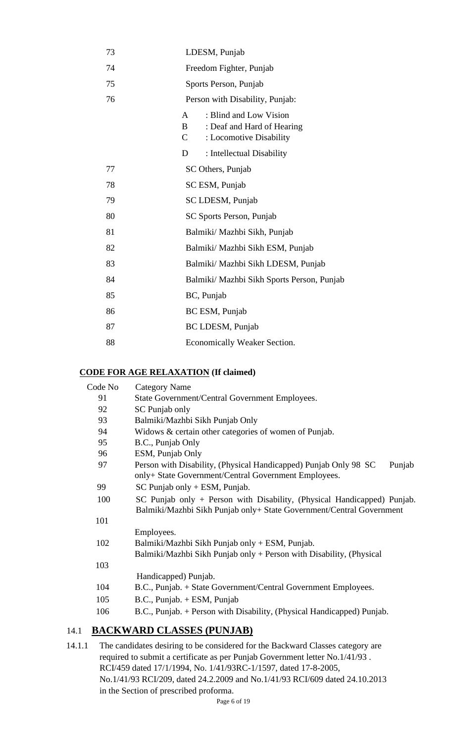| | |
|---|---|
| 73 | LDESM, Punjab |
| 74 | Freedom Fighter, Punjab |
| 75 | Sports Person, Punjab |
| 76 | Person with Disability, Punjab:<br>A : Blind and Low Vision<br>B : Deaf and Hard of Hearing<br>C : Locomotive Disability<br>D : Intellectual Disability |
| 77 | SC Others, Punjab |
| 78 | SC ESM, Punjab |
| 79 | SC LDESM, Punjab |
| 80 | SC Sports Person, Punjab |
| 81 | Balmiki/ Mazhbi Sikh, Punjab |
| 82 | Balmiki/ Mazhbi Sikh ESM, Punjab |
| 83 | Balmiki/ Mazhbi Sikh LDESM, Punjab |
| 84 | Balmiki/ Mazhbi Sikh Sports Person, Punjab |
| 85 | BC, Punjab |
| 86 | BC ESM, Punjab |
| 87 | BC LDESM, Punjab |
| 88 | Economically Weaker Section. |

**CODE FOR AGE RELAXATION (If claimed)**

| Code No | Category Name |
|---|---|
| 91 | State Government/Central Government Employees. |
| 92 | SC Punjab only |
| 93 | Balmiki/Mazhbi Sikh Punjab Only |
| 94 | Widows & certain other categories of women of Punjab. |
| 95 | B.C., Punjab Only |
| 96 | ESM, Punjab Only |
| 97 | Person with Disability, (Physical Handicapped) Punjab Only |
| 98 | SC Punjab only+ State Government/Central Government Employees. |
| 99 | SC Punjab only + ESM, Punjab. |
| 100 | SC Punjab only + Person with Disability, (Physical Handicapped) Punjab. |
| 101 | Balmiki/Mazhbi Sikh Punjab only+ State Government/Central Government Employees. |
| 102 | Balmiki/Mazhbi Sikh Punjab only + ESM, Punjab. |
| 103 | Balmiki/Mazhbi Sikh Punjab only + Person with Disability, (Physical Handicapped) Punjab. |
| 104 | B.C., Punjab. + State Government/Central Government Employees. |
| 105 | B.C., Punjab. + ESM, Punjab |
| 106 | B.C., Punjab. + Person with Disability, (Physical Handicapped) Punjab. |

## 14.1 BACKWARD CLASSES (PUNJAB)

14.1.1 The candidates desiring to be considered for the Backward Classes category are required to submit a certificate as per Punjab Government letter No.1/41/93 . RCI/459 dated 17/1/1994, No. 1/41/93RC-1/1597, dated 17-8-2005, No.1/41/93 RCI/209, dated 24.2.2009 and No.1/41/93 RCI/609 dated 24.10.2013 in the Section of prescribed proforma.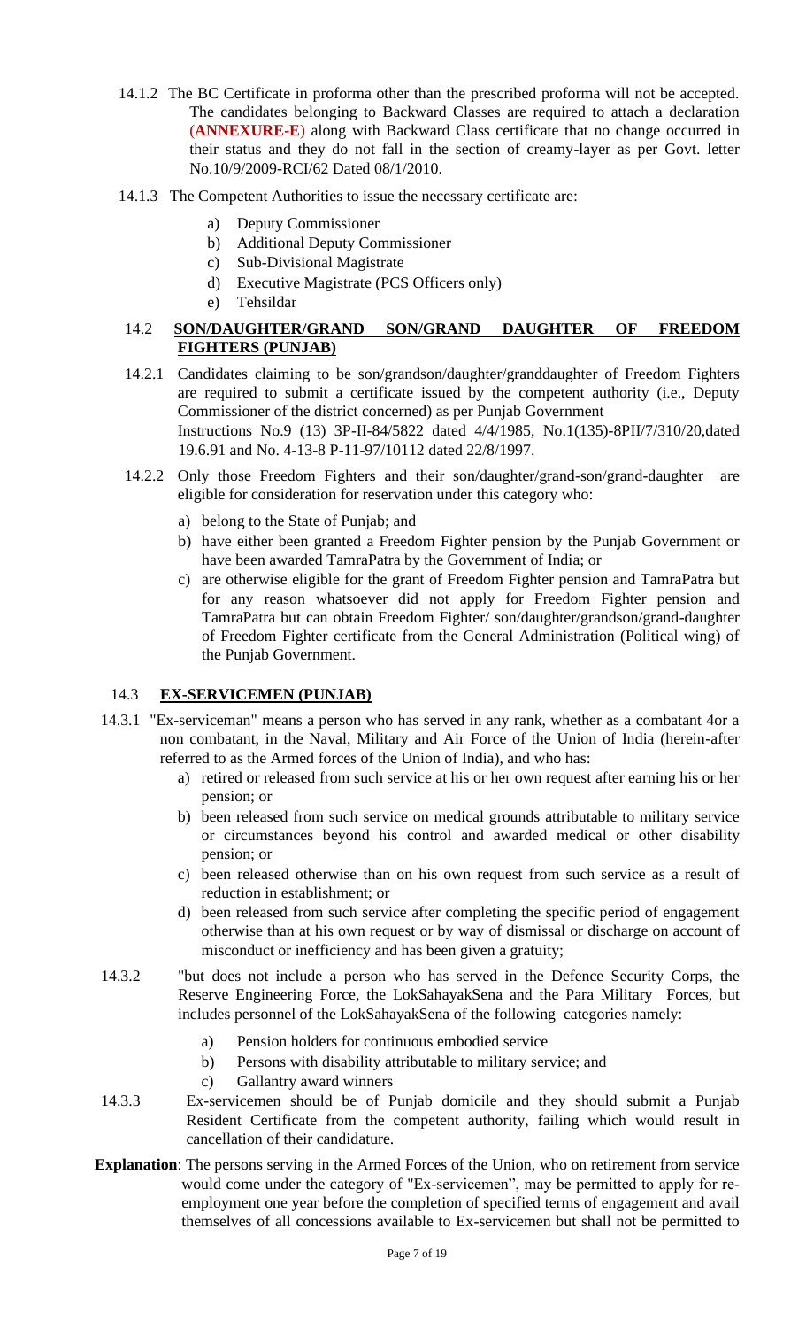14.1.2 The BC Certificate in proforma other than the prescribed proforma will not be accepted. The candidates belonging to Backward Classes are required to attach a declaration (**ANNEXURE-E**) along with Backward Class certificate that no change occurred in their status and they do not fall in the section of creamy-layer as per Govt. letter No.10/9/2009-RCI/62 Dated 08/1/2010.

14.1.3 The Competent Authorities to issue the necessary certificate are:

a) Deputy Commissioner
b) Additional Deputy Commissioner
c) Sub-Divisional Magistrate
d) Executive Magistrate (PCS Officers only)
e) Tehsildar

### 14.2 **SON/DAUGHTER/GRAND SON/GRAND DAUGHTER OF FREEDOM FIGHTERS (PUNJAB)**

14.2.1 Candidates claiming to be son/grandson/daughter/granddaughter of Freedom Fighters are required to submit a certificate issued by the competent authority (i.e., Deputy Commissioner of the district concerned) as per Punjab Government Instructions No.9 (13) 3P-II-84/5822 dated 4/4/1985, No.1(135)-8PII/7/310/20,dated 19.6.91 and No. 4-13-8 P-11-97/10112 dated 22/8/1997.

14.2.2 Only those Freedom Fighters and their son/daughter/grand-son/grand-daughter are eligible for consideration for reservation under this category who:

a) belong to the State of Punjab; and
b) have either been granted a Freedom Fighter pension by the Punjab Government or have been awarded TamraPatra by the Government of India; or
c) are otherwise eligible for the grant of Freedom Fighter pension and TamraPatra but for any reason whatsoever did not apply for Freedom Fighter pension and TamraPatra but can obtain Freedom Fighter/ son/daughter/grandson/grand-daughter of Freedom Fighter certificate from the General Administration (Political wing) of the Punjab Government.

### 14.3 **EX-SERVICEMEN (PUNJAB)**

14.3.1 "Ex-serviceman" means a person who has served in any rank, whether as a combatant 4or a non combatant, in the Naval, Military and Air Force of the Union of India (herein-after referred to as the Armed forces of the Union of India), and who has:

a) retired or released from such service at his or her own request after earning his or her pension; or
b) been released from such service on medical grounds attributable to military service or circumstances beyond his control and awarded medical or other disability pension; or
c) been released otherwise than on his own request from such service as a result of reduction in establishment; or
d) been released from such service after completing the specific period of engagement otherwise than at his own request or by way of dismissal or discharge on account of misconduct or inefficiency and has been given a gratuity;

14.3.2 "but does not include a person who has served in the Defence Security Corps, the Reserve Engineering Force, the LokSahayakSena and the Para Military Forces, but includes personnel of the LokSahayakSena of the following categories namely:

a) Pension holders for continuous embodied service
b) Persons with disability attributable to military service; and
c) Gallantry award winners

14.3.3 Ex-servicemen should be of Punjab domicile and they should submit a Punjab Resident Certificate from the competent authority, failing which would result in cancellation of their candidature.

**Explanation**: The persons serving in the Armed Forces of the Union, who on retirement from service would come under the category of "Ex-servicemen", may be permitted to apply for re-employment one year before the completion of specified terms of engagement and avail themselves of all concessions available to Ex-servicemen but shall not be permitted to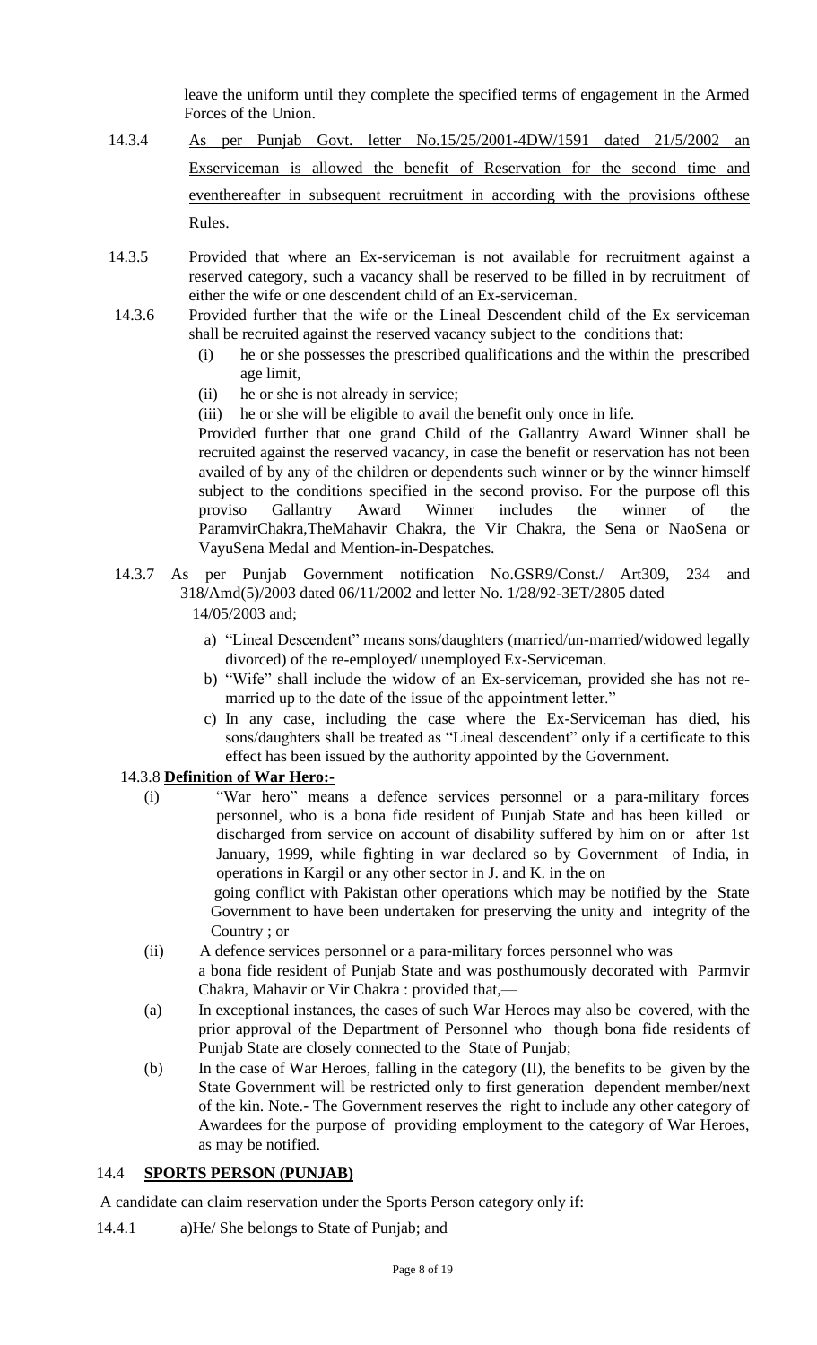leave the uniform until they complete the specified terms of engagement in the Armed Forces of the Union.

14.3.4 As per Punjab Govt. letter No.15/25/2001-4DW/1591 dated 21/5/2002 an Exserviceman is allowed the benefit of Reservation for the second time and eventhereafter in subsequent recruitment in according with the provisions ofthese Rules.

14.3.5 Provided that where an Ex-serviceman is not available for recruitment against a reserved category, such a vacancy shall be reserved to be filled in by recruitment of either the wife or one descendent child of an Ex-serviceman.

14.3.6 Provided further that the wife or the Lineal Descendent child of the Ex serviceman shall be recruited against the reserved vacancy subject to the conditions that:

(i) he or she possesses the prescribed qualifications and the within the prescribed age limit,

(ii) he or she is not already in service;

(iii) he or she will be eligible to avail the benefit only once in life.

Provided further that one grand Child of the Gallantry Award Winner shall be recruited against the reserved vacancy, in case the benefit or reservation has not been availed of by any of the children or dependents such winner or by the winner himself subject to the conditions specified in the second proviso. For the purpose ofl this proviso Gallantry Award Winner includes the winner of the ParamvirChakra,TheMahavir Chakra, the Vir Chakra, the Sena or NaoSena or VayuSena Medal and Mention-in-Despatches.

14.3.7 As per Punjab Government notification No.GSR9/Const./ Art309, 234 and 318/Amd(5)/2003 dated 06/11/2002 and letter No. 1/28/92-3ET/2805 dated 14/05/2003 and;

a) "Lineal Descendent" means sons/daughters (married/un-married/widowed legally divorced) of the re-employed/ unemployed Ex-Serviceman.

b) "Wife" shall include the widow of an Ex-serviceman, provided she has not re-married up to the date of the issue of the appointment letter."

c) In any case, including the case where the Ex-Serviceman has died, his sons/daughters shall be treated as "Lineal descendent" only if a certificate to this effect has been issued by the authority appointed by the Government.

14.3.8 **Definition of War Hero:-**

(i) "War hero" means a defence services personnel or a para-military forces personnel, who is a bona fide resident of Punjab State and has been killed or discharged from service on account of disability suffered by him on or after 1st January, 1999, while fighting in war declared so by Government of India, in operations in Kargil or any other sector in J. and K. in the on going conflict with Pakistan other operations which may be notified by the State Government to have been undertaken for preserving the unity and integrity of the Country ; or

(ii) A defence services personnel or a para-military forces personnel who was a bona fide resident of Punjab State and was posthumously decorated with Parmvir Chakra, Mahavir or Vir Chakra : provided that,—

(a) In exceptional instances, the cases of such War Heroes may also be covered, with the prior approval of the Department of Personnel who though bona fide residents of Punjab State are closely connected to the State of Punjab;

(b) In the case of War Heroes, falling in the category (II), the benefits to be given by the State Government will be restricted only to first generation dependent member/next of the kin. Note.- The Government reserves the right to include any other category of Awardees for the purpose of providing employment to the category of War Heroes, as may be notified.

## 14.4 SPORTS PERSON (PUNJAB)

A candidate can claim reservation under the Sports Person category only if:

14.4.1 a)He/ She belongs to State of Punjab; and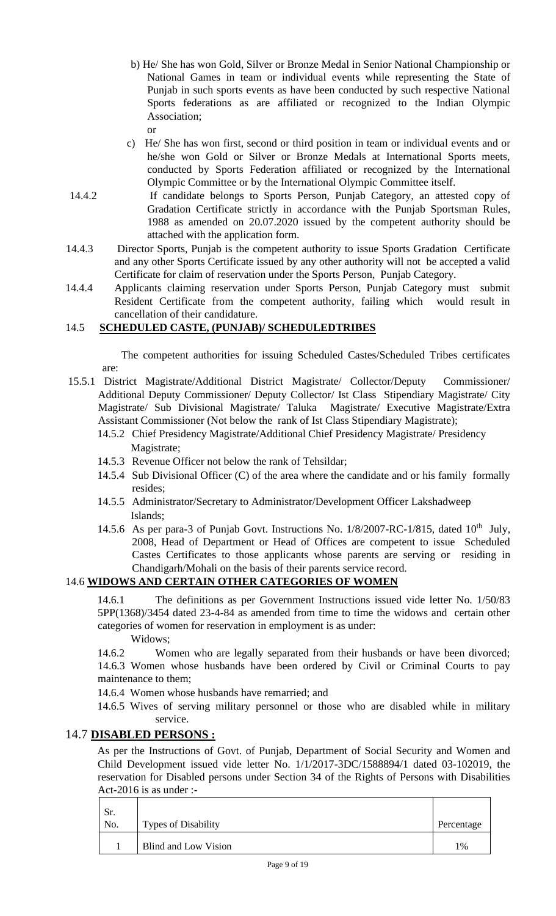b) He/ She has won Gold, Silver or Bronze Medal in Senior National Championship or National Games in team or individual events while representing the State of Punjab in such sports events as have been conducted by such respective National Sports federations as are affiliated or recognized to the Indian Olympic Association;

or

c) He/ She has won first, second or third position in team or individual events and or he/she won Gold or Silver or Bronze Medals at International Sports meets, conducted by Sports Federation affiliated or recognized by the International Olympic Committee or by the International Olympic Committee itself.

14.4.2 If candidate belongs to Sports Person, Punjab Category, an attested copy of Gradation Certificate strictly in accordance with the Punjab Sportsman Rules, 1988 as amended on 20.07.2020 issued by the competent authority should be attached with the application form.

14.4.3 Director Sports, Punjab is the competent authority to issue Sports Gradation Certificate and any other Sports Certificate issued by any other authority will not be accepted a valid Certificate for claim of reservation under the Sports Person, Punjab Category.

14.4.4 Applicants claiming reservation under Sports Person, Punjab Category must submit Resident Certificate from the competent authority, failing which would result in cancellation of their candidature.

## 14.5 SCHEDULED CASTE, (PUNJAB)/ SCHEDULEDTRIBES

The competent authorities for issuing Scheduled Castes/Scheduled Tribes certificates are:

15.5.1 District Magistrate/Additional District Magistrate/ Collector/Deputy Commissioner/ Additional Deputy Commissioner/ Deputy Collector/ Ist Class Stipendiary Magistrate/ City Magistrate/ Sub Divisional Magistrate/ Taluka Magistrate/ Executive Magistrate/Extra Assistant Commissioner (Not below the rank of Ist Class Stipendiary Magistrate);

14.5.2 Chief Presidency Magistrate/Additional Chief Presidency Magistrate/ Presidency Magistrate;

14.5.3 Revenue Officer not below the rank of Tehsildar;

14.5.4 Sub Divisional Officer (C) of the area where the candidate and or his family formally resides;

14.5.5 Administrator/Secretary to Administrator/Development Officer Lakshadweep Islands;

14.5.6 As per para-3 of Punjab Govt. Instructions No. 1/8/2007-RC-1/815, dated 10th July, 2008, Head of Department or Head of Offices are competent to issue Scheduled Castes Certificates to those applicants whose parents are serving or residing in Chandigarh/Mohali on the basis of their parents service record.

## 14.6 WIDOWS AND CERTAIN OTHER CATEGORIES OF WOMEN

14.6.1 The definitions as per Government Instructions issued vide letter No. 1/50/83 5PP(1368)/3454 dated 23-4-84 as amended from time to time the widows and certain other categories of women for reservation in employment is as under:

Widows;

14.6.2 Women who are legally separated from their husbands or have been divorced;

14.6.3 Women whose husbands have been ordered by Civil or Criminal Courts to pay maintenance to them;

14.6.4 Women whose husbands have remarried; and

14.6.5 Wives of serving military personnel or those who are disabled while in military service.

## 14.7 DISABLED PERSONS :

As per the Instructions of Govt. of Punjab, Department of Social Security and Women and Child Development issued vide letter No. 1/1/2017-3DC/1588894/1 dated 03-102019, the reservation for Disabled persons under Section 34 of the Rights of Persons with Disabilities Act-2016 is as under :-

| Sr. No. | Types of Disability | Percentage |
|---|---|---|
| 1 | Blind and Low Vision | 1% |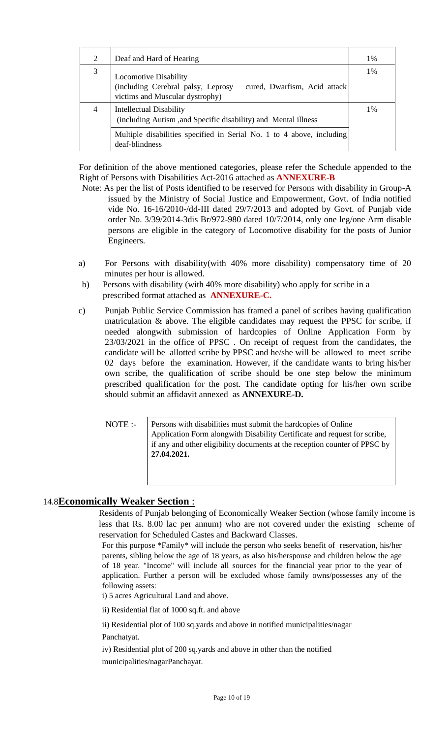| | | |
|---|---|---|
| 2 | Deaf and Hard of Hearing | 1% |
| 3 | Locomotive Disability (including Cerebral palsy, Leprosy cured, Dwarfism, Acid attack victims and Muscular dystrophy) | 1% |
| 4 | Intellectual Disability (including Autism ,and Specific disability) and Mental illness | 1% |
| | Multiple disabilities specified in Serial No. 1 to 4 above, including deaf-blindness | |

For definition of the above mentioned categories, please refer the Schedule appended to the Right of Persons with Disabilities Act-2016 attached as **ANNEXURE-B**

Note: As per the list of Posts identified to be reserved for Persons with disability in Group-A issued by the Ministry of Social Justice and Empowerment, Govt. of India notified vide No. 16-16/2010-/dd-III dated 29/7/2013 and adopted by Govt. of Punjab vide order No. 3/39/2014-3dis Br/972-980 dated 10/7/2014, only one leg/one Arm disable persons are eligible in the category of Locomotive disability for the posts of Junior Engineers.

a) For Persons with disability(with 40% more disability) compensatory time of 20 minutes per hour is allowed.

b) Persons with disability (with 40% more disability) who apply for scribe in a prescribed format attached as **ANNEXURE-C.**

c) Punjab Public Service Commission has framed a panel of scribes having qualification matriculation & above. The eligible candidates may request the PPSC for scribe, if needed alongwith submission of hardcopies of Online Application Form by 23/03/2021 in the office of PPSC . On receipt of request from the candidates, the candidate will be allotted scribe by PPSC and he/she will be allowed to meet scribe 02 days before the examination. However, if the candidate wants to bring his/her own scribe, the qualification of scribe should be one step below the minimum prescribed qualification for the post. The candidate opting for his/her own scribe should submit an affidavit annexed as **ANNEXURE-D.**

NOTE :- Persons with disabilities must submit the hardcopies of Online Application Form alongwith Disability Certificate and request for scribe, if any and other eligibility documents at the reception counter of PPSC by **27.04.2021.**

## 14.8 **Economically Weaker Section** :

Residents of Punjab belonging of Economically Weaker Section (whose family income is less that Rs. 8.00 lac per annum) who are not covered under the existing scheme of reservation for Scheduled Castes and Backward Classes.

For this purpose *Family* will include the person who seeks benefit of reservation, his/her parents, sibling below the age of 18 years, as also his/herspouse and children below the age of 18 year. "Income" will include all sources for the financial year prior to the year of application. Further a person will be excluded whose family owns/possesses any of the following assets:

i) 5 acres Agricultural Land and above.

ii) Residential flat of 1000 sq.ft. and above

ii) Residential plot of 100 sq.yards and above in notified municipalities/nagar Panchatyat.

iv) Residential plot of 200 sq.yards and above in other than the notified municipalities/nagarPanchayat.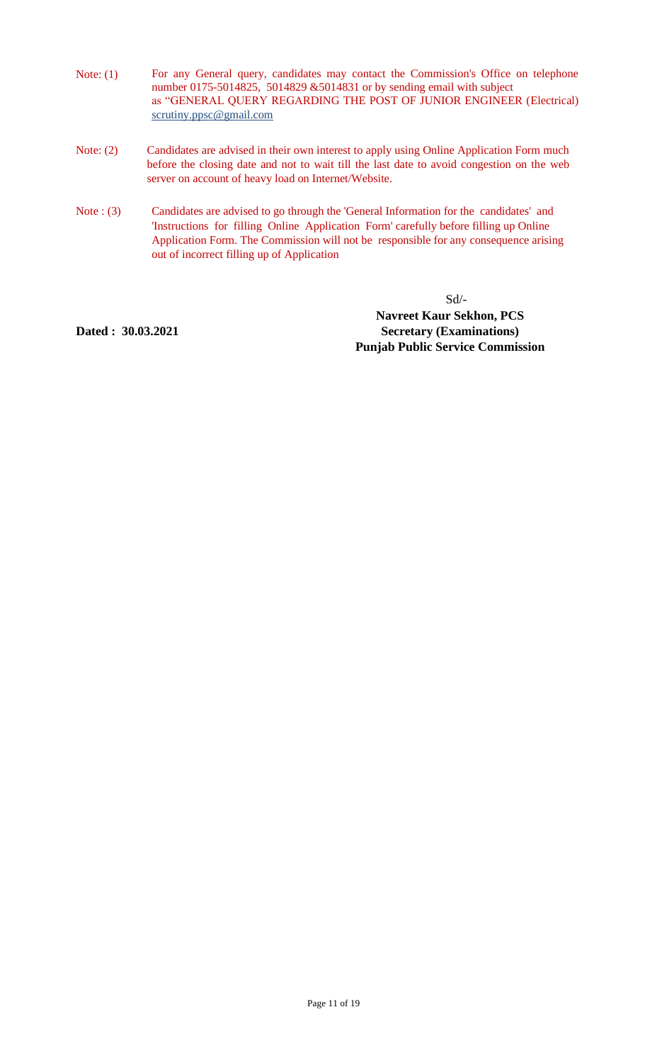Note: (1) For any General query, candidates may contact the Commission's Office on telephone number 0175-5014825, 5014829 &5014831 or by sending email with subject as "GENERAL QUERY REGARDING THE POST OF JUNIOR ENGINEER (Electrical) scrutiny.ppsc@gmail.com

Note: (2) Candidates are advised in their own interest to apply using Online Application Form much before the closing date and not to wait till the last date to avoid congestion on the web server on account of heavy load on Internet/Website.

Note : (3) Candidates are advised to go through the 'General Information for the candidates' and 'Instructions for filling Online Application Form' carefully before filling up Online Application Form. The Commission will not be responsible for any consequence arising out of incorrect filling up of Application

Sd/-

**Navreet Kaur Sekhon, PCS**
**Secretary (Examinations)**
**Punjab Public Service Commission**

**Dated : 30.03.2021**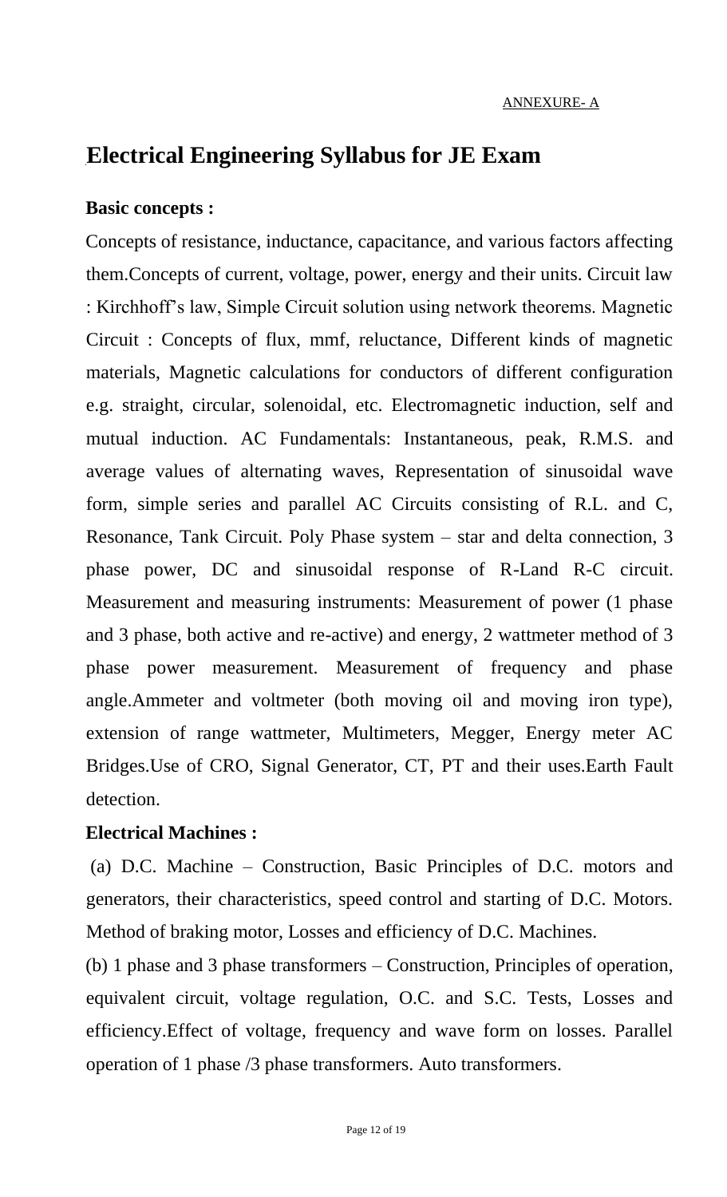ANNEXURE- A

# Electrical Engineering Syllabus for JE Exam

**Basic concepts :**

Concepts of resistance, inductance, capacitance, and various factors affecting them.Concepts of current, voltage, power, energy and their units. Circuit law : Kirchhoff's law, Simple Circuit solution using network theorems. Magnetic Circuit : Concepts of flux, mmf, reluctance, Different kinds of magnetic materials, Magnetic calculations for conductors of different configuration e.g. straight, circular, solenoidal, etc. Electromagnetic induction, self and mutual induction. AC Fundamentals: Instantaneous, peak, R.M.S. and average values of alternating waves, Representation of sinusoidal wave form, simple series and parallel AC Circuits consisting of R.L. and C, Resonance, Tank Circuit. Poly Phase system – star and delta connection, 3 phase power, DC and sinusoidal response of R-Land R-C circuit. Measurement and measuring instruments: Measurement of power (1 phase and 3 phase, both active and re-active) and energy, 2 wattmeter method of 3 phase power measurement. Measurement of frequency and phase angle.Ammeter and voltmeter (both moving oil and moving iron type), extension of range wattmeter, Multimeters, Megger, Energy meter AC Bridges.Use of CRO, Signal Generator, CT, PT and their uses.Earth Fault detection.

**Electrical Machines :**

(a) D.C. Machine – Construction, Basic Principles of D.C. motors and generators, their characteristics, speed control and starting of D.C. Motors. Method of braking motor, Losses and efficiency of D.C. Machines.

(b) 1 phase and 3 phase transformers – Construction, Principles of operation, equivalent circuit, voltage regulation, O.C. and S.C. Tests, Losses and efficiency.Effect of voltage, frequency and wave form on losses. Parallel operation of 1 phase /3 phase transformers. Auto transformers.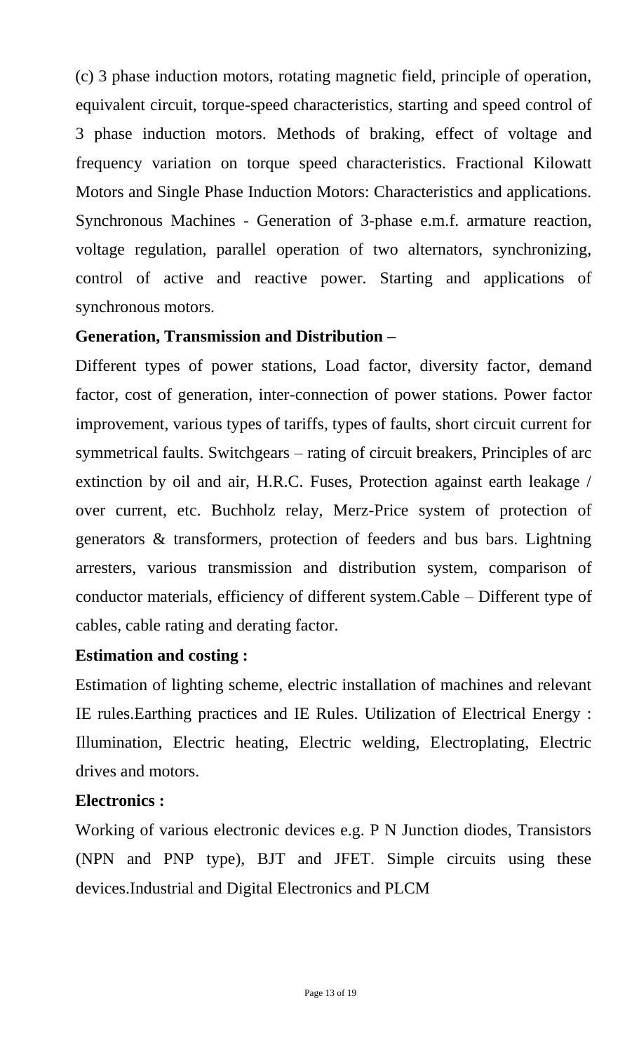(c) 3 phase induction motors, rotating magnetic field, principle of operation, equivalent circuit, torque-speed characteristics, starting and speed control of 3 phase induction motors. Methods of braking, effect of voltage and frequency variation on torque speed characteristics. Fractional Kilowatt Motors and Single Phase Induction Motors: Characteristics and applications. Synchronous Machines - Generation of 3-phase e.m.f. armature reaction, voltage regulation, parallel operation of two alternators, synchronizing, control of active and reactive power. Starting and applications of synchronous motors.

**Generation, Transmission and Distribution –**

Different types of power stations, Load factor, diversity factor, demand factor, cost of generation, inter-connection of power stations. Power factor improvement, various types of tariffs, types of faults, short circuit current for symmetrical faults. Switchgears – rating of circuit breakers, Principles of arc extinction by oil and air, H.R.C. Fuses, Protection against earth leakage / over current, etc. Buchholz relay, Merz-Price system of protection of generators & transformers, protection of feeders and bus bars. Lightning arresters, various transmission and distribution system, comparison of conductor materials, efficiency of different system.Cable – Different type of cables, cable rating and derating factor.

**Estimation and costing :**

Estimation of lighting scheme, electric installation of machines and relevant IE rules.Earthing practices and IE Rules. Utilization of Electrical Energy : Illumination, Electric heating, Electric welding, Electroplating, Electric drives and motors.

**Electronics :**

Working of various electronic devices e.g. P N Junction diodes, Transistors (NPN and PNP type), BJT and JFET. Simple circuits using these devices.Industrial and Digital Electronics and PLCM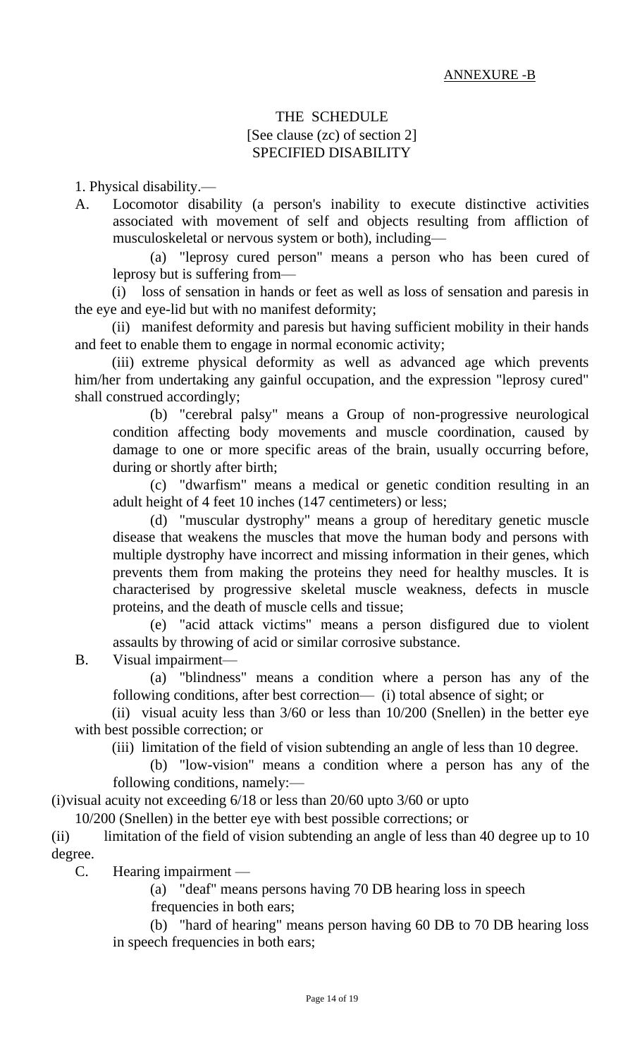ANNEXURE -B

# THE SCHEDULE
[See clause (zc) of section 2]
SPECIFIED DISABILITY

1. Physical disability.—

A. Locomotor disability (a person's inability to execute distinctive activities associated with movement of self and objects resulting from affliction of musculoskeletal or nervous system or both), including—

(a) "leprosy cured person" means a person who has been cured of leprosy but is suffering from—

(i) loss of sensation in hands or feet as well as loss of sensation and paresis in the eye and eye-lid but with no manifest deformity;

(ii) manifest deformity and paresis but having sufficient mobility in their hands and feet to enable them to engage in normal economic activity;

(iii) extreme physical deformity as well as advanced age which prevents him/her from undertaking any gainful occupation, and the expression "leprosy cured" shall construed accordingly;

(b) "cerebral palsy" means a Group of non-progressive neurological condition affecting body movements and muscle coordination, caused by damage to one or more specific areas of the brain, usually occurring before, during or shortly after birth;

(c) "dwarfism" means a medical or genetic condition resulting in an adult height of 4 feet 10 inches (147 centimeters) or less;

(d) "muscular dystrophy" means a group of hereditary genetic muscle disease that weakens the muscles that move the human body and persons with multiple dystrophy have incorrect and missing information in their genes, which prevents them from making the proteins they need for healthy muscles. It is characterised by progressive skeletal muscle weakness, defects in muscle proteins, and the death of muscle cells and tissue;

(e) "acid attack victims" means a person disfigured due to violent assaults by throwing of acid or similar corrosive substance.

B. Visual impairment—

(a) "blindness" means a condition where a person has any of the following conditions, after best correction— (i) total absence of sight; or

(ii) visual acuity less than 3/60 or less than 10/200 (Snellen) in the better eye with best possible correction; or

(iii) limitation of the field of vision subtending an angle of less than 10 degree.

(b) "low-vision" means a condition where a person has any of the following conditions, namely:—

(i) visual acuity not exceeding 6/18 or less than 20/60 upto 3/60 or upto 10/200 (Snellen) in the better eye with best possible corrections; or

(ii) limitation of the field of vision subtending an angle of less than 40 degree up to 10 degree.

C. Hearing impairment —

(a) "deaf" means persons having 70 DB hearing loss in speech frequencies in both ears;

(b) "hard of hearing" means person having 60 DB to 70 DB hearing loss in speech frequencies in both ears;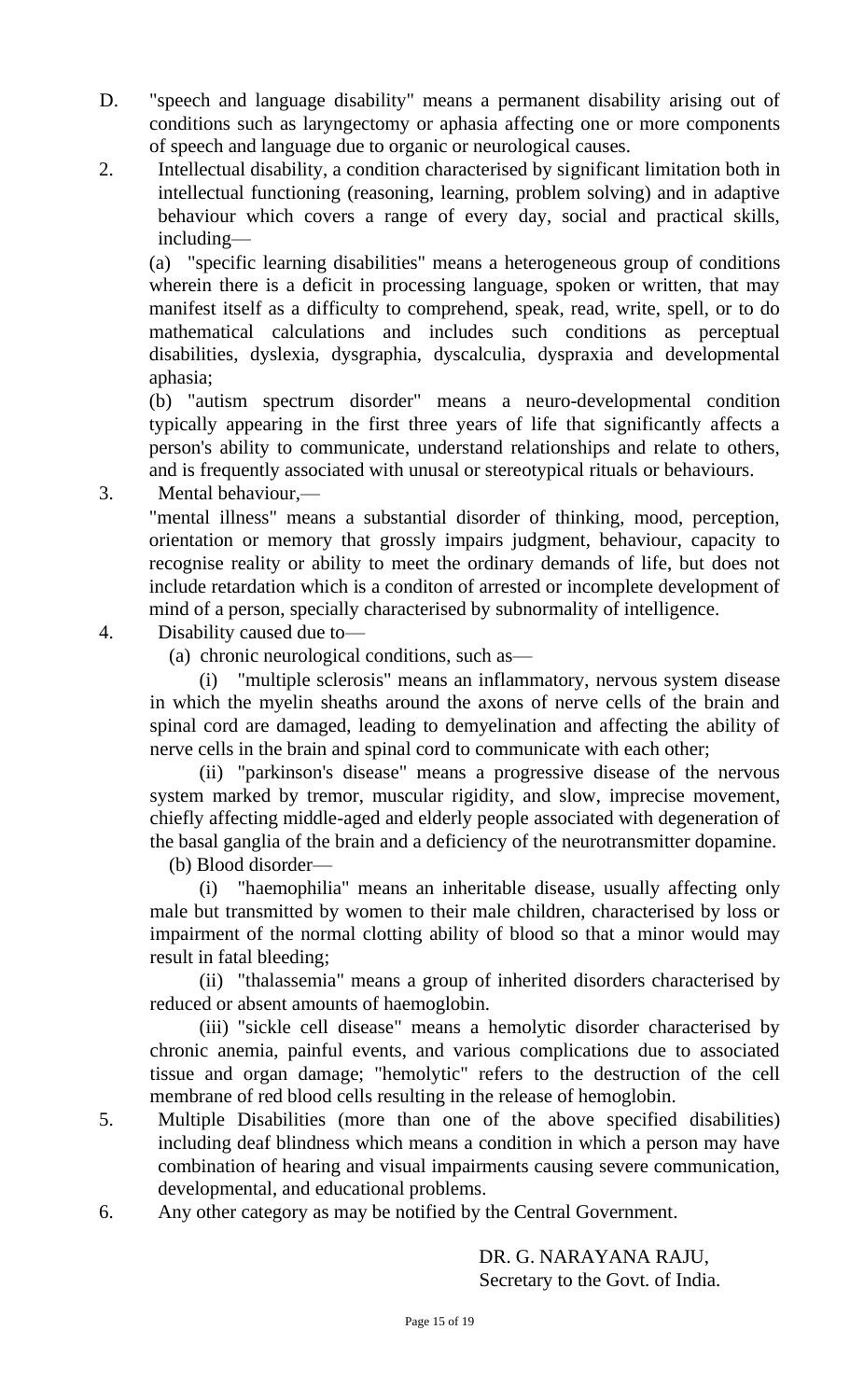D. "speech and language disability" means a permanent disability arising out of conditions such as laryngectomy or aphasia affecting one or more components of speech and language due to organic or neurological causes.

2. Intellectual disability, a condition characterised by significant limitation both in intellectual functioning (reasoning, learning, problem solving) and in adaptive behaviour which covers a range of every day, social and practical skills, including—

(a) "specific learning disabilities" means a heterogeneous group of conditions wherein there is a deficit in processing language, spoken or written, that may manifest itself as a difficulty to comprehend, speak, read, write, spell, or to do mathematical calculations and includes such conditions as perceptual disabilities, dyslexia, dysgraphia, dyscalculia, dyspraxia and developmental aphasia;

(b) "autism spectrum disorder" means a neuro-developmental condition typically appearing in the first three years of life that significantly affects a person's ability to communicate, understand relationships and relate to others, and is frequently associated with unusal or stereotypical rituals or behaviours.

3. Mental behaviour,—

"mental illness" means a substantial disorder of thinking, mood, perception, orientation or memory that grossly impairs judgment, behaviour, capacity to recognise reality or ability to meet the ordinary demands of life, but does not include retardation which is a conditon of arrested or incomplete development of mind of a person, specially characterised by subnormality of intelligence.

4. Disability caused due to—

(a) chronic neurological conditions, such as—

(i) "multiple sclerosis" means an inflammatory, nervous system disease in which the myelin sheaths around the axons of nerve cells of the brain and spinal cord are damaged, leading to demyelination and affecting the ability of nerve cells in the brain and spinal cord to communicate with each other;

(ii) "parkinson's disease" means a progressive disease of the nervous system marked by tremor, muscular rigidity, and slow, imprecise movement, chiefly affecting middle-aged and elderly people associated with degeneration of the basal ganglia of the brain and a deficiency of the neurotransmitter dopamine.

(b) Blood disorder—

(i) "haemophilia" means an inheritable disease, usually affecting only male but transmitted by women to their male children, characterised by loss or impairment of the normal clotting ability of blood so that a minor would may result in fatal bleeding;

(ii) "thalassemia" means a group of inherited disorders characterised by reduced or absent amounts of haemoglobin.

(iii) "sickle cell disease" means a hemolytic disorder characterised by chronic anemia, painful events, and various complications due to associated tissue and organ damage; "hemolytic" refers to the destruction of the cell membrane of red blood cells resulting in the release of hemoglobin.

5. Multiple Disabilities (more than one of the above specified disabilities) including deaf blindness which means a condition in which a person may have combination of hearing and visual impairments causing severe communication, developmental, and educational problems.

6. Any other category as may be notified by the Central Government.

DR. G. NARAYANA RAJU,
Secretary to the Govt. of India.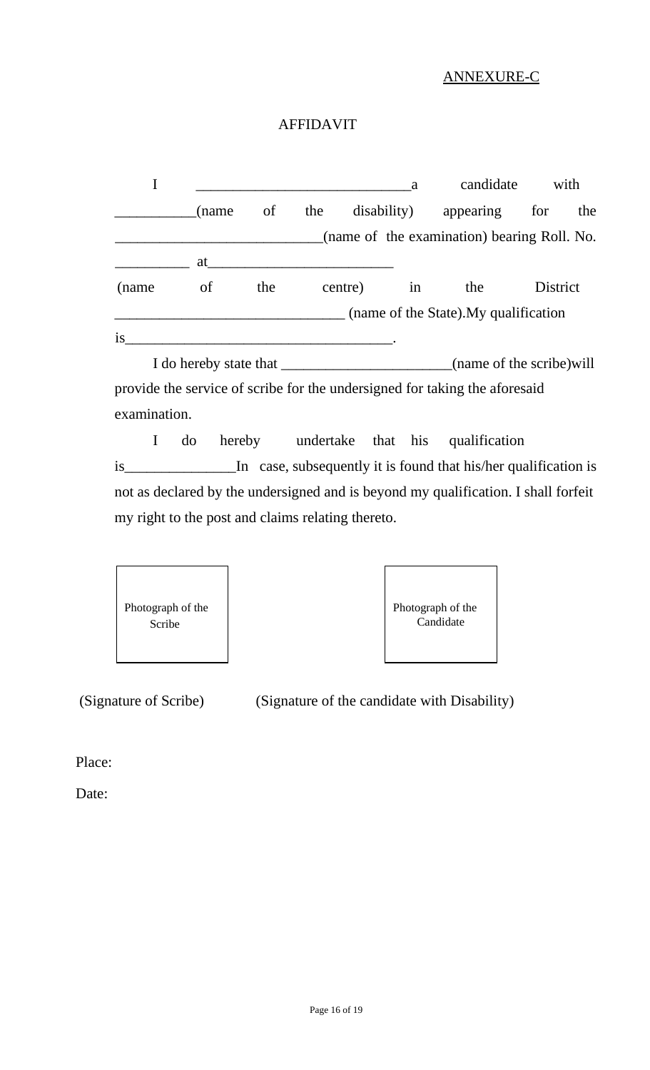<u>ANNEXURE-C</u>

# AFFIDAVIT

I _____________________________a candidate with ___________(name of the disability) appearing for the ___________________________(name of the examination) bearing Roll. No. __________ at_________________________ (name of the centre) in the District _______________________________ (name of the State).My qualification is____________________________________.

I do hereby state that _______________________(name of the scribe)will provide the service of scribe for the undersigned for taking the aforesaid examination.

I do hereby undertake that his qualification is_______________In case, subsequently it is found that his/her qualification is not as declared by the undersigned and is beyond my qualification. I shall forfeit my right to the post and claims relating thereto.

| Photograph of the Scribe | Photograph of the Candidate |
|---|---|

(Signature of Scribe) (Signature of the candidate with Disability)

Place:

Date: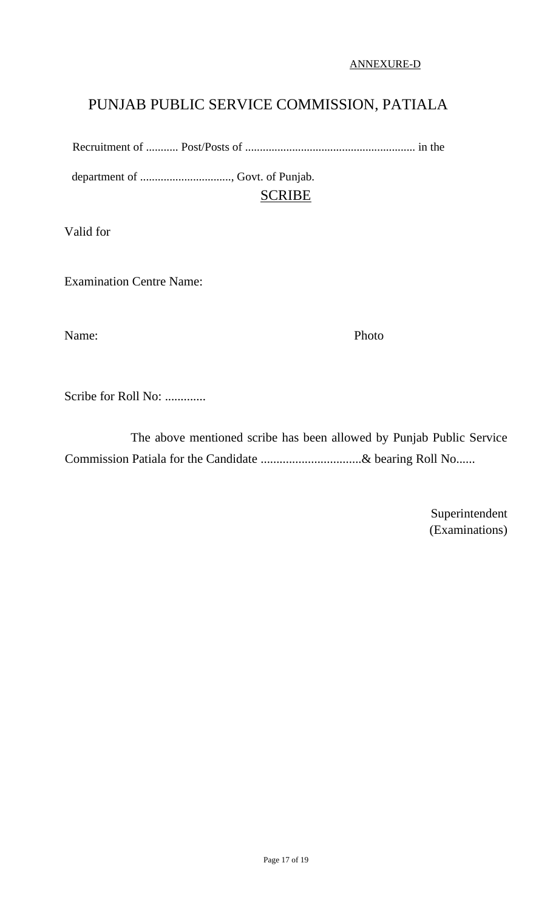ANNEXURE-D

# PUNJAB PUBLIC SERVICE COMMISSION, PATIALA

Recruitment of ........... Post/Posts of .......................................................... in the

department of ..............................., Govt. of Punjab.

## SCRIBE

Valid for

Examination Centre Name:

Name: Photo

Scribe for Roll No: .............

The above mentioned scribe has been allowed by Punjab Public Service Commission Patiala for the Candidate ................................& bearing Roll No......

Superintendent
(Examinations)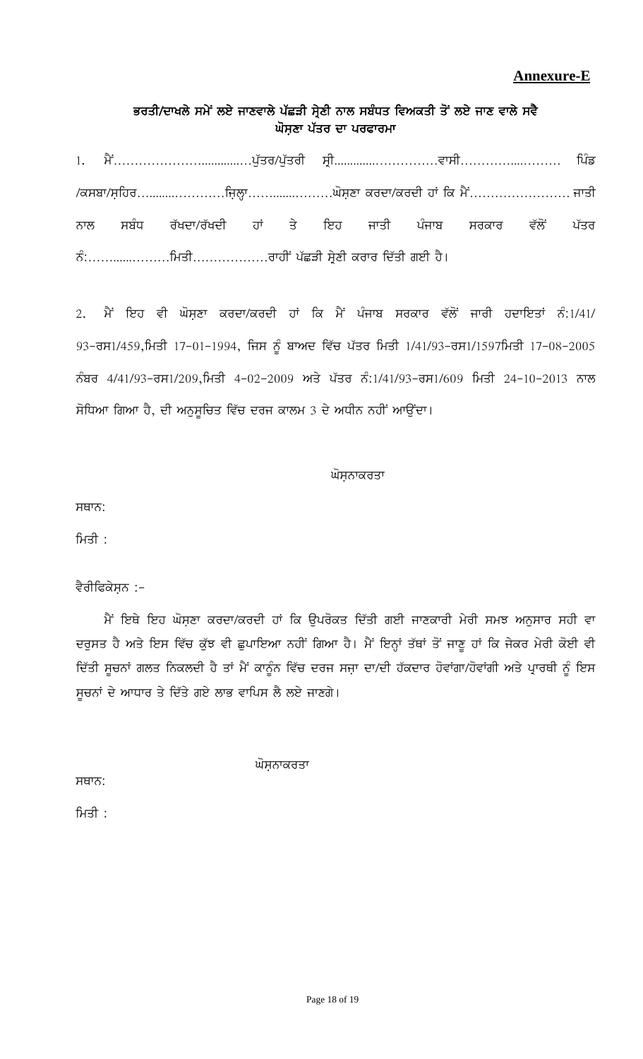**Annexure-E**

## ਭਰਤੀ/ਦਾਖਲੇ ਸਮੇਂ ਲਏ ਜਾਣਵਾਲੇ ਪੱਛੜੀ ਸ੍ਰੇਣੀ ਨਾਲ ਸਬੰਧਤ ਵਿਅਕਤੀ ਤੋਂ ਲਏ ਜਾਣ ਵਾਲੇ ਸਵੈ ਘੋਸ਼ਣਾ ਪੱਤਰ ਦਾ ਪਰਫਾਰਮਾ

1. ਮੈਂ…………………............…ਪੁੱਤਰ/ਪੁੱਤਰੀ ਸ੍ਰੀ.............……………ਵਾਸੀ…………....……… ਪਿੰਡ /ਕਸਬਾ/ਸ਼ਹਿਰ…........…………ਜ਼ਿਲ੍ਹਾ……........………ਘੋਸ਼ਣਾ ਕਰਦਾ/ਕਰਦੀ ਹਾਂ ਕਿ ਮੈਂ…………………… ਜਾਤੀ ਨਾਲ ਸਬੰਧ ਰੱਖਦਾ/ਰੱਖਦੀ ਹਾਂ ਤੇ ਇਹ ਜਾਤੀ ਪੰਜਾਬ ਸਰਕਾਰ ਵੱਲੋਂ ਪੱਤਰ ਨੰ:……......………ਮਿਤੀ………………ਰਾਹੀਂ ਪੱਛੜੀ ਸ੍ਰੇਣੀ ਕਰਾਰ ਦਿੱਤੀ ਗਈ ਹੈ।

2. ਮੈਂ ਇਹ ਵੀ ਘੋਸ਼ਣਾ ਕਰਦਾ/ਕਰਦੀ ਹਾਂ ਕਿ ਮੈਂ ਪੰਜਾਬ ਸਰਕਾਰ ਵੱਲੋਂ ਜਾਰੀ ਹਦਾਇਤਾਂ ਨੰ:1/41/ 93-ਰਸ1/459,ਮਿਤੀ 17-01-1994, ਜਿਸ ਨੂੰ ਬਾਅਦ ਵਿੱਚ ਪੱਤਰ ਮਿਤੀ 1/41/93-ਰਸ1/1597ਮਿਤੀ 17-08-2005 ਨੰਬਰ 4/41/93-ਰਸ1/209,ਮਿਤੀ 4-02-2009 ਅਤੇ ਪੱਤਰ ਨੰ:1/41/93-ਰਸ1/609 ਮਿਤੀ 24-10-2013 ਨਾਲ ਸੋਧਿਆ ਗਿਆ ਹੈ, ਦੀ ਅਨੁਸੂਚਿਤ ਵਿੱਚ ਦਰਜ ਕਾਲਮ 3 ਦੇ ਅਧੀਨ ਨਹੀਂ ਆਉਂਦਾ।

ਘੋਸ਼ਣਾਕਰਤਾ

ਸਥਾਨ:

ਮਿਤੀ :

ਵੈਰੀਫਿਕੇਸ਼ਨ :-

ਮੈਂ ਇਥੇ ਇਹ ਘੋਸ਼ਣਾ ਕਰਦਾ/ਕਰਦੀ ਹਾਂ ਕਿ ਉਪਰੋਕਤ ਦਿੱਤੀ ਗਈ ਜਾਣਕਾਰੀ ਮੇਰੀ ਸਮਝ ਅਨੁਸਾਰ ਸਹੀ ਵਾ ਦਰੁਸਤ ਹੈ ਅਤੇ ਇਸ ਵਿੱਚ ਕੁੱਝ ਵੀ ਛੁਪਾਇਆ ਨਹੀਂ ਗਿਆ ਹੈ। ਮੈਂ ਇਨ੍ਹਾਂ ਤੱਥਾਂ ਤੋਂ ਜਾਣੂ ਹਾਂ ਕਿ ਜੇਕਰ ਮੇਰੀ ਕੋਈ ਵੀ ਦਿੱਤੀ ਸੂਚਨਾਂ ਗਲਤ ਨਿਕਲਦੀ ਹੈ ਤਾਂ ਮੈਂ ਕਾਨੂੰਨ ਵਿੱਚ ਦਰਜ ਸਜ਼ਾ ਦਾ/ਦੀ ਹੱਕਦਾਰ ਹੋਵਾਂਗਾ/ਹੋਵਾਂਗੀ ਅਤੇ ਪ੍ਰਾਰਥੀ ਨੂੰ ਇਸ ਸੂਚਨਾਂ ਦੇ ਆਧਾਰ ਤੇ ਦਿੱਤੇ ਗਏ ਲਾਭ ਵਾਪਿਸ ਲੈ ਲਏ ਜਾਣਗੇ।

ਘੋਸ਼ਣਾਕਰਤਾ

ਸਥਾਨ:

ਮਿਤੀ :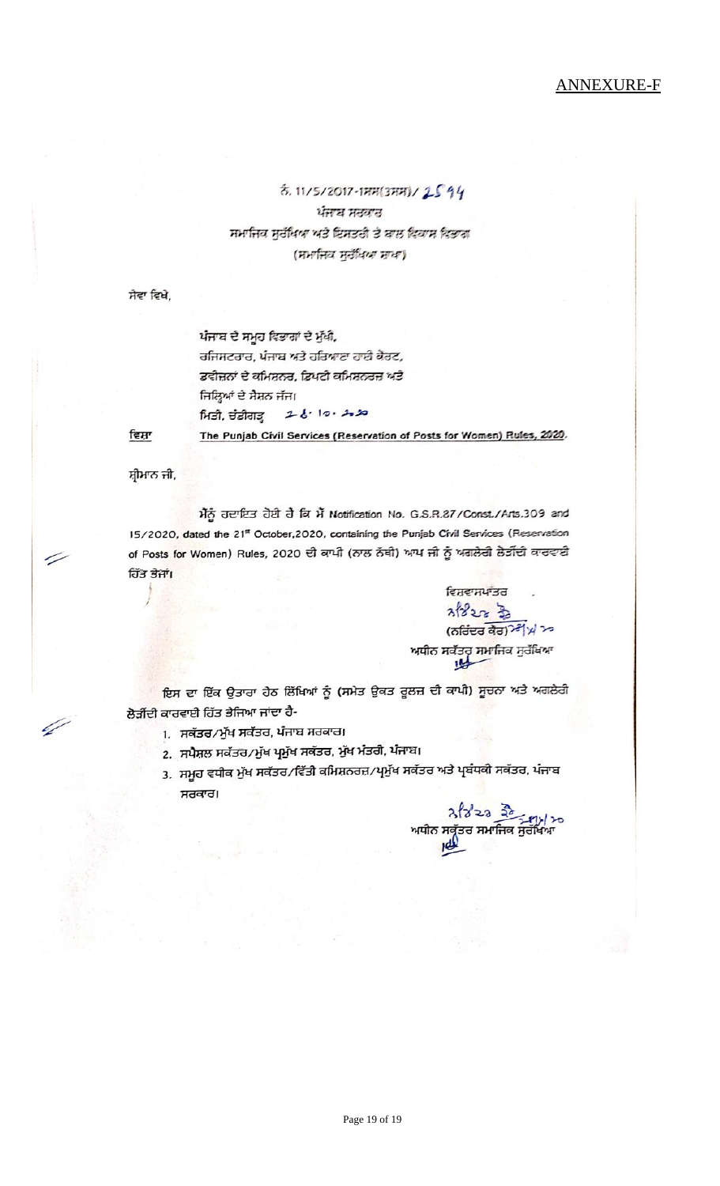ANNEXURE-F

ਨੰ. 11/5/2017-1ਸਸ(3ਸਸ)/ 2594

ਪੰਜਾਬ ਸਰਕਾਰ

ਸਮਾਜਿਕ ਸੁਰੱਖਿਆ ਅਤੇ ਇਸਤਰੀ ਤੇ ਬਾਲ ਵਿਕਾਸ ਵਿਭਾਗ

(ਸਮਾਜਿਕ ਸੁਰੱਖਿਆ ਸ਼ਾਖਾ)

ਸੇਵਾ ਵਿਖੇ,

ਪੰਜਾਬ ਦੇ ਸਮੂਹ ਵਿਭਾਗਾਂ ਦੇ ਮੁੱਖੀ,
ਰਜਿਸਟਰਾਰ, ਪੰਜਾਬ ਅਤੇ ਹਰਿਆਣਾ ਹਾਈ ਕੋਰਟ,
ਡਵੀਜ਼ਨਾਂ ਦੇ ਕਮਿਸ਼ਨਰ, ਡਿਪਟੀ ਕਮਿਸ਼ਨਰਜ਼ ਅਤੇ
ਜਿਲ੍ਹਿਆਂ ਦੇ ਸੈਸ਼ਨ ਜੱਜ।
ਮਿਤੀ, ਚੰਡੀਗੜ੍ਹ 28.10.2020

**ਵਿਸ਼ਾ** The Punjab Civil Services (Reservation of Posts for Women) Rules, 2020.

ਸ੍ਰੀਮਾਨ ਜੀ,

ਮੈਨੂੰ ਹਦਾਇਤ ਹੋਈ ਹੈ ਕਿ ਮੈਂ Notification No. G.S.R.87/Const./Arts.309 and 15/2020, dated the 21st October,2020, containing the Punjab Civil Services (Reservation of Posts for Women) Rules, 2020 ਦੀ ਕਾਪੀ (ਨਾਲ ਨੱਥੀ) ਆਪ ਜੀ ਨੂੰ ਅਗਲੇਰੀ ਲੋੜੀਂਦੀ ਕਾਰਵਾਈ ਹਿੱਤ ਭੇਜਾਂ।

ਵਿਸ਼ਵਾਸਪਾਤਰ

(ਨਰਿੰਦਰ ਕੌਰ)

ਅਧੀਨ ਸਕੱਤਰ ਸਮਾਜਿਕ ਸੁਰੱਖਿਆ

ਇਸ ਦਾ ਇੱਕ ਉਤਾਰਾ ਹੇਠ ਲਿੱਖਿਆਂ ਨੂੰ (ਸਮੇਤ ਉਕਤ ਰੂਲਜ਼ ਦੀ ਕਾਪੀ) ਸੂਚਨਾ ਅਤੇ ਅਗਲੇਰੀ ਲੋੜੀਂਦੀ ਕਾਰਵਾਈ ਹਿੱਤ ਭੇਜਿਆ ਜਾਂਦਾ ਹੈ-

1. ਸਕੱਤਰ/ਮੁੱਖ ਸਕੱਤਰ, ਪੰਜਾਬ ਸਰਕਾਰ।
2. ਸਪੈਸ਼ਲ ਸਕੱਤਰ/ਮੁੱਖ ਪ੍ਰਮੁੱਖ ਸਕੱਤਰ, ਮੁੱਖ ਮੰਤਰੀ, ਪੰਜਾਬ।
3. ਸਮੂਹ ਵਧੀਕ ਮੁੱਖ ਸਕੱਤਰ/ਵਿੱਤੀ ਕਮਿਸ਼ਨਰਜ਼/ਪ੍ਰਮੁੱਖ ਸਕੱਤਰ ਅਤੇ ਪ੍ਰਬੰਧਕੀ ਸਕੱਤਰ, ਪੰਜਾਬ ਸਰਕਾਰ।

ਅਧੀਨ ਸਕੱਤਰ ਸਮਾਜਿਕ ਸੁਰੱਖਿਆ